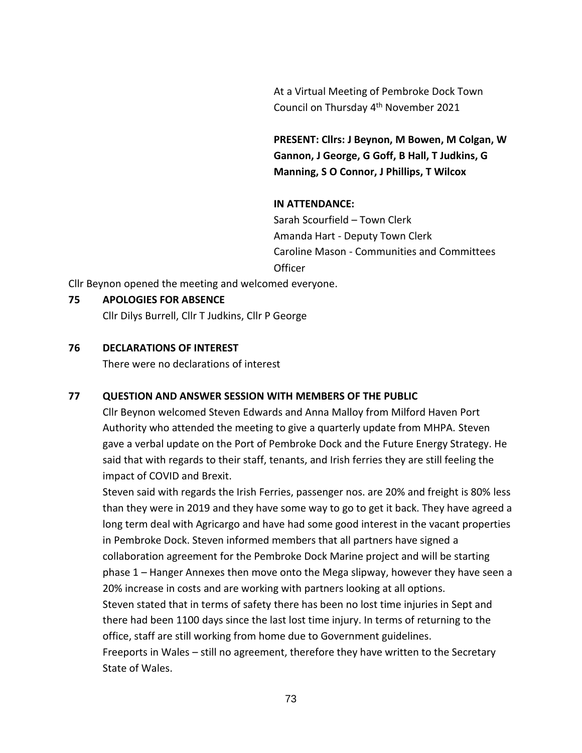At a Virtual Meeting of Pembroke Dock Town Council on Thursday 4th November 2021

**PRESENT: Cllrs: J Beynon, M Bowen, M Colgan, W Gannon, J George, G Goff, B Hall, T Judkins, G Manning, S O Connor, J Phillips, T Wilcox**

**IN ATTENDANCE:**

Sarah Scourfield – Town Clerk
Amanda Hart - Deputy Town Clerk
Caroline Mason - Communities and Committees Officer

Cllr Beynon opened the meeting and welcomed everyone.

**75 APOLOGIES FOR ABSENCE**

Cllr Dilys Burrell, Cllr T Judkins, Cllr P George

**76 DECLARATIONS OF INTEREST**

There were no declarations of interest

**77 QUESTION AND ANSWER SESSION WITH MEMBERS OF THE PUBLIC**

Cllr Beynon welcomed Steven Edwards and Anna Malloy from Milford Haven Port Authority who attended the meeting to give a quarterly update from MHPA. Steven gave a verbal update on the Port of Pembroke Dock and the Future Energy Strategy. He said that with regards to their staff, tenants, and Irish ferries they are still feeling the impact of COVID and Brexit.

Steven said with regards the Irish Ferries, passenger nos. are 20% and freight is 80% less than they were in 2019 and they have some way to go to get it back. They have agreed a long term deal with Agricargo and have had some good interest in the vacant properties in Pembroke Dock. Steven informed members that all partners have signed a collaboration agreement for the Pembroke Dock Marine project and will be starting phase 1 – Hanger Annexes then move onto the Mega slipway, however they have seen a 20% increase in costs and are working with partners looking at all options.

Steven stated that in terms of safety there has been no lost time injuries in Sept and there had been 1100 days since the last lost time injury. In terms of returning to the office, staff are still working from home due to Government guidelines.

Freeports in Wales – still no agreement, therefore they have written to the Secretary State of Wales.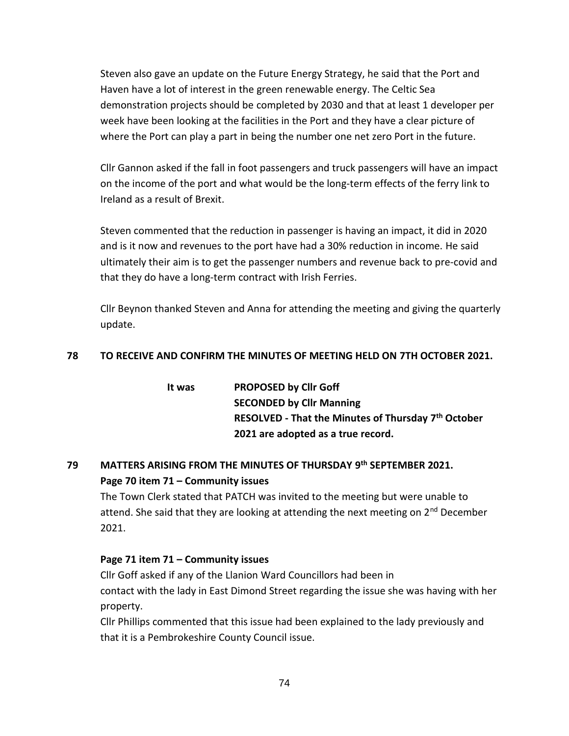Steven also gave an update on the Future Energy Strategy, he said that the Port and Haven have a lot of interest in the green renewable energy. The Celtic Sea demonstration projects should be completed by 2030 and that at least 1 developer per week have been looking at the facilities in the Port and they have a clear picture of where the Port can play a part in being the number one net zero Port in the future.

Cllr Gannon asked if the fall in foot passengers and truck passengers will have an impact on the income of the port and what would be the long-term effects of the ferry link to Ireland as a result of Brexit.

Steven commented that the reduction in passenger is having an impact, it did in 2020 and is it now and revenues to the port have had a 30% reduction in income. He said ultimately their aim is to get the passenger numbers and revenue back to pre-covid and that they do have a long-term contract with Irish Ferries.

Cllr Beynon thanked Steven and Anna for attending the meeting and giving the quarterly update.

## 78 TO RECEIVE AND CONFIRM THE MINUTES OF MEETING HELD ON 7TH OCTOBER 2021.

**It was** **PROPOSED by Cllr Goff**
**SECONDED by Cllr Manning**
**RESOLVED - That the Minutes of Thursday 7th October 2021 are adopted as a true record.**

## 79 MATTERS ARISING FROM THE MINUTES OF THURSDAY 9th SEPTEMBER 2021.

**Page 70 item 71 – Community issues**

The Town Clerk stated that PATCH was invited to the meeting but were unable to attend. She said that they are looking at attending the next meeting on 2nd December 2021.

**Page 71 item 71 – Community issues**

Cllr Goff asked if any of the Llanion Ward Councillors had been in contact with the lady in East Dimond Street regarding the issue she was having with her property.

Cllr Phillips commented that this issue had been explained to the lady previously and that it is a Pembrokeshire County Council issue.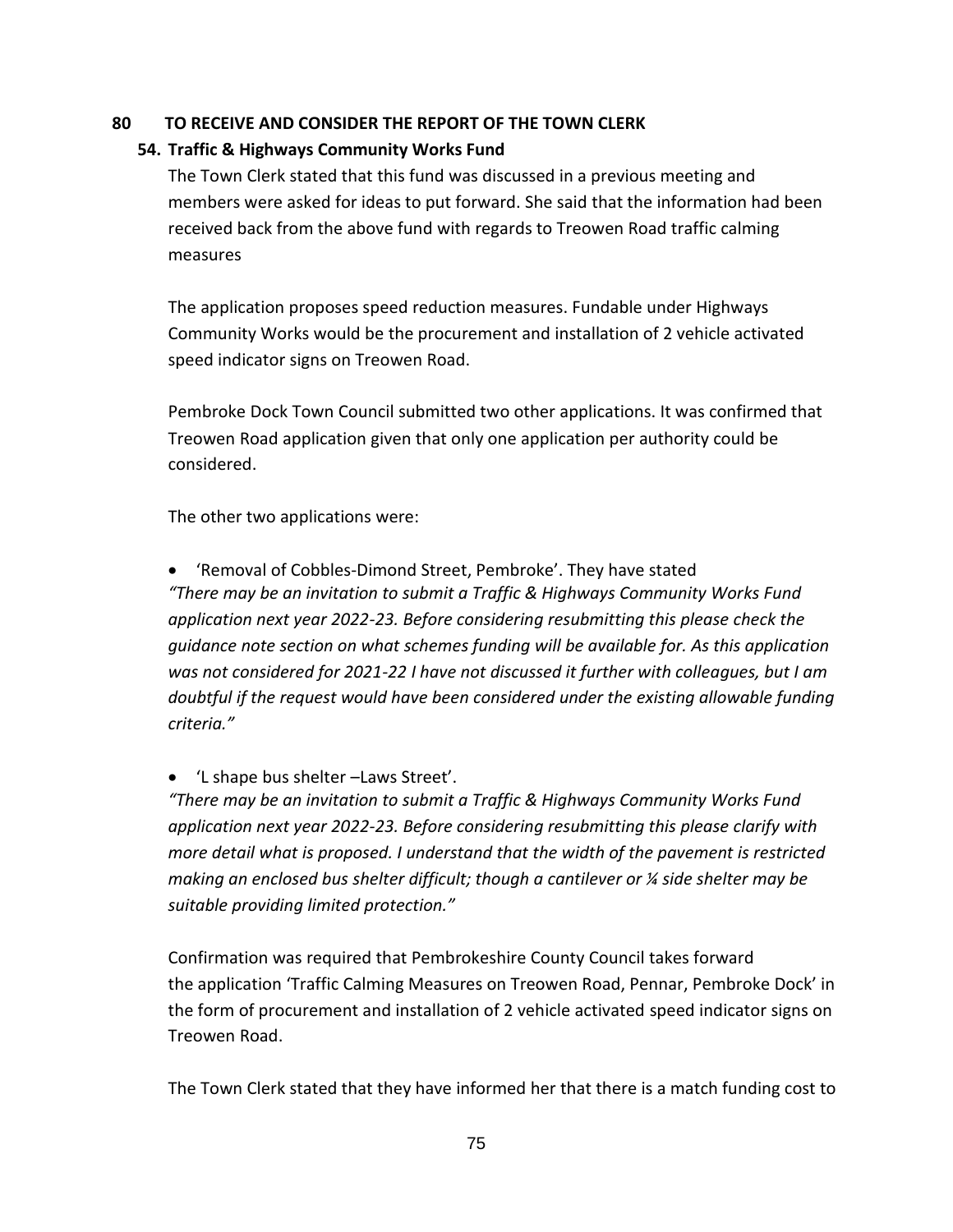**80 TO RECEIVE AND CONSIDER THE REPORT OF THE TOWN CLERK**

**54. Traffic & Highways Community Works Fund**

The Town Clerk stated that this fund was discussed in a previous meeting and members were asked for ideas to put forward. She said that the information had been received back from the above fund with regards to Treowen Road traffic calming measures

The application proposes speed reduction measures. Fundable under Highways Community Works would be the procurement and installation of 2 vehicle activated speed indicator signs on Treowen Road.

Pembroke Dock Town Council submitted two other applications. It was confirmed that Treowen Road application given that only one application per authority could be considered.

The other two applications were:

- 'Removal of Cobbles-Dimond Street, Pembroke'. They have stated

*"There may be an invitation to submit a Traffic & Highways Community Works Fund application next year 2022-23. Before considering resubmitting this please check the guidance note section on what schemes funding will be available for. As this application was not considered for 2021-22 I have not discussed it further with colleagues, but I am doubtful if the request would have been considered under the existing allowable funding criteria."*

- 'L shape bus shelter –Laws Street'.

*"There may be an invitation to submit a Traffic & Highways Community Works Fund application next year 2022-23. Before considering resubmitting this please clarify with more detail what is proposed. I understand that the width of the pavement is restricted making an enclosed bus shelter difficult; though a cantilever or ¼ side shelter may be suitable providing limited protection."*

Confirmation was required that Pembrokeshire County Council takes forward the application 'Traffic Calming Measures on Treowen Road, Pennar, Pembroke Dock' in the form of procurement and installation of 2 vehicle activated speed indicator signs on Treowen Road.

The Town Clerk stated that they have informed her that there is a match funding cost to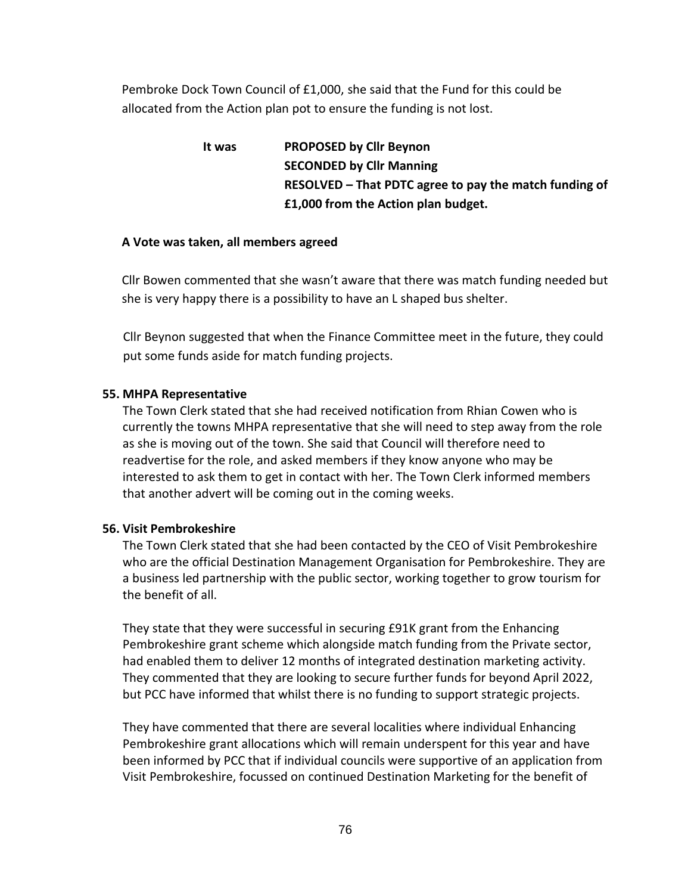Pembroke Dock Town Council of £1,000, she said that the Fund for this could be allocated from the Action plan pot to ensure the funding is not lost.

**It was** **PROPOSED by Cllr Beynon**
**SECONDED by Cllr Manning**
**RESOLVED – That PDTC agree to pay the match funding of £1,000 from the Action plan budget.**

**A Vote was taken, all members agreed**

Cllr Bowen commented that she wasn't aware that there was match funding needed but she is very happy there is a possibility to have an L shaped bus shelter.

Cllr Beynon suggested that when the Finance Committee meet in the future, they could put some funds aside for match funding projects.

**55. MHPA Representative**

The Town Clerk stated that she had received notification from Rhian Cowen who is currently the towns MHPA representative that she will need to step away from the role as she is moving out of the town. She said that Council will therefore need to readvertise for the role, and asked members if they know anyone who may be interested to ask them to get in contact with her. The Town Clerk informed members that another advert will be coming out in the coming weeks.

**56. Visit Pembrokeshire**

The Town Clerk stated that she had been contacted by the CEO of Visit Pembrokeshire who are the official Destination Management Organisation for Pembrokeshire. They are a business led partnership with the public sector, working together to grow tourism for the benefit of all.

They state that they were successful in securing £91K grant from the Enhancing Pembrokeshire grant scheme which alongside match funding from the Private sector, had enabled them to deliver 12 months of integrated destination marketing activity. They commented that they are looking to secure further funds for beyond April 2022, but PCC have informed that whilst there is no funding to support strategic projects.

They have commented that there are several localities where individual Enhancing Pembrokeshire grant allocations which will remain underspent for this year and have been informed by PCC that if individual councils were supportive of an application from Visit Pembrokeshire, focussed on continued Destination Marketing for the benefit of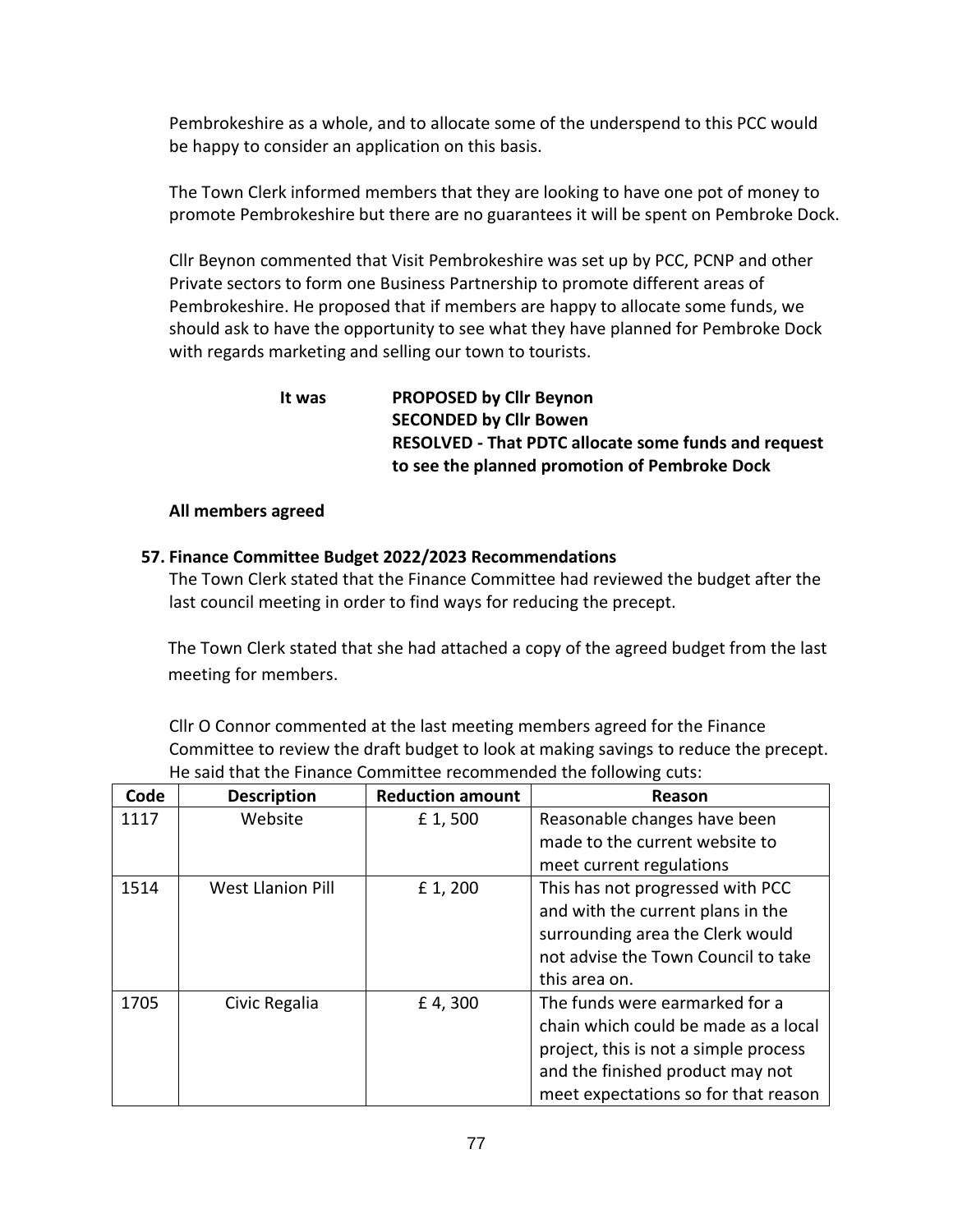Pembrokeshire as a whole, and to allocate some of the underspend to this PCC would be happy to consider an application on this basis.

The Town Clerk informed members that they are looking to have one pot of money to promote Pembrokeshire but there are no guarantees it will be spent on Pembroke Dock.

Cllr Beynon commented that Visit Pembrokeshire was set up by PCC, PCNP and other Private sectors to form one Business Partnership to promote different areas of Pembrokeshire. He proposed that if members are happy to allocate some funds, we should ask to have the opportunity to see what they have planned for Pembroke Dock with regards marketing and selling our town to tourists.

**It was** **PROPOSED by Cllr Beynon**
**SECONDED by Cllr Bowen**
**RESOLVED - That PDTC allocate some funds and request to see the planned promotion of Pembroke Dock**

**All members agreed**

**57. Finance Committee Budget 2022/2023 Recommendations**

The Town Clerk stated that the Finance Committee had reviewed the budget after the last council meeting in order to find ways for reducing the precept.

The Town Clerk stated that she had attached a copy of the agreed budget from the last meeting for members.

Cllr O Connor commented at the last meeting members agreed for the Finance Committee to review the draft budget to look at making savings to reduce the precept. He said that the Finance Committee recommended the following cuts:

| Code | Description | Reduction amount | Reason |
|---|---|---|---|
| 1117 | Website | £ 1, 500 | Reasonable changes have been made to the current website to meet current regulations |
| 1514 | West Llanion Pill | £ 1, 200 | This has not progressed with PCC and with the current plans in the surrounding area the Clerk would not advise the Town Council to take this area on. |
| 1705 | Civic Regalia | £ 4, 300 | The funds were earmarked for a chain which could be made as a local project, this is not a simple process and the finished product may not meet expectations so for that reason |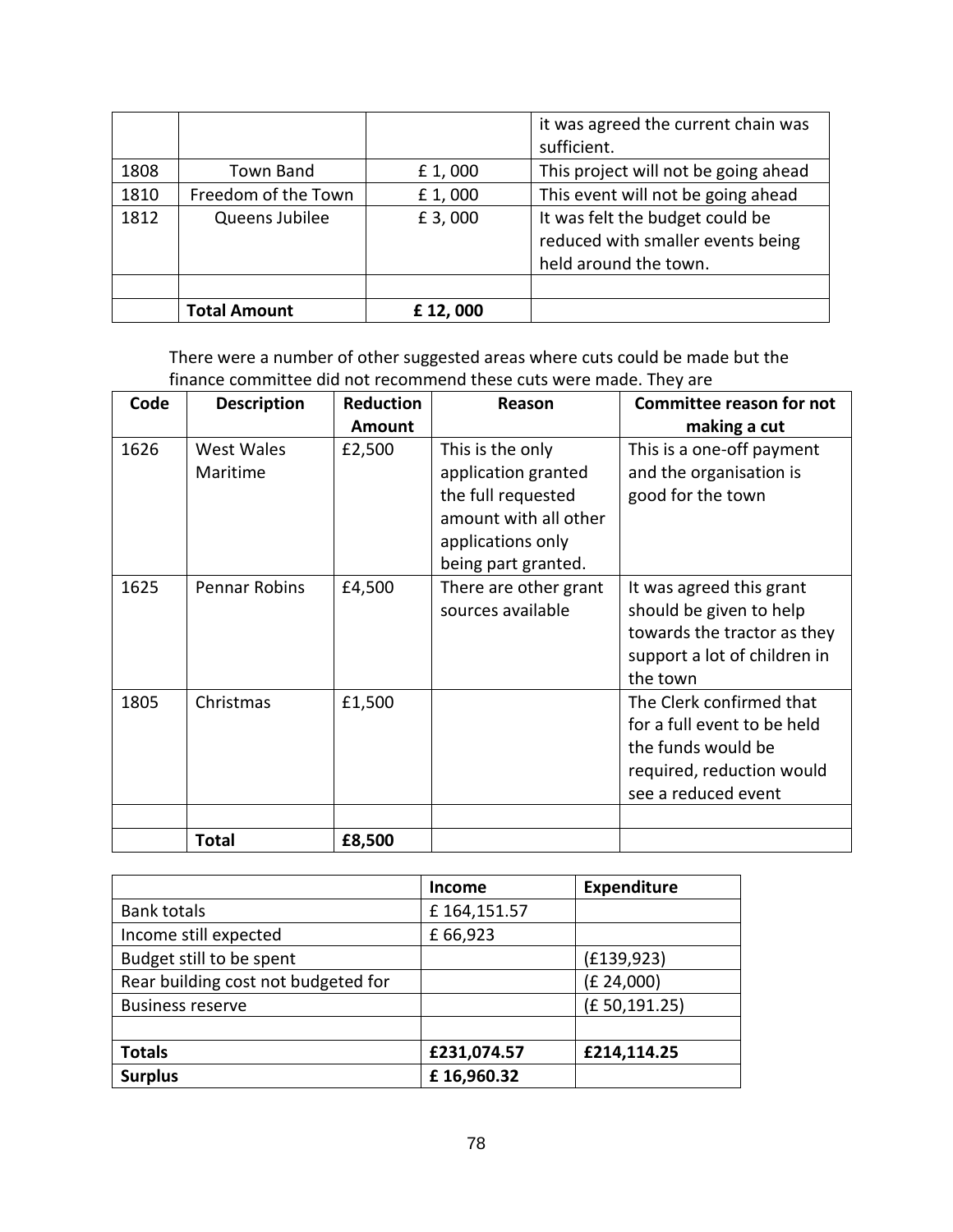| | | | it was agreed the current chain was sufficient. |
|---|---|---|---|
| 1808 | Town Band | £ 1, 000 | This project will not be going ahead |
| 1810 | Freedom of the Town | £ 1, 000 | This event will not be going ahead |
| 1812 | Queens Jubilee | £ 3, 000 | It was felt the budget could be reduced with smaller events being held around the town. |
| | | | |
| | **Total Amount** | **£ 12, 000** | |

There were a number of other suggested areas where cuts could be made but the finance committee did not recommend these cuts were made. They are

| Code | Description | Reduction Amount | Reason | Committee reason for not making a cut |
|---|---|---|---|---|
| 1626 | West Wales Maritime | £2,500 | This is the only application granted the full requested amount with all other applications only being part granted. | This is a one-off payment and the organisation is good for the town |
| 1625 | Pennar Robins | £4,500 | There are other grant sources available | It was agreed this grant should be given to help towards the tractor as they support a lot of children in the town |
| 1805 | Christmas | £1,500 | | The Clerk confirmed that for a full event to be held the funds would be required, reduction would see a reduced event |
| | | | | |
| | **Total** | **£8,500** | | |

| | Income | Expenditure |
|---|---|---|
| Bank totals | £ 164,151.57 | |
| Income still expected | £ 66,923 | |
| Budget still to be spent | | (£139,923) |
| Rear building cost not budgeted for | | (£ 24,000) |
| Business reserve | | (£ 50,191.25) |
| | | |
| **Totals** | **£231,074.57** | **£214,114.25** |
| **Surplus** | **£ 16,960.32** | |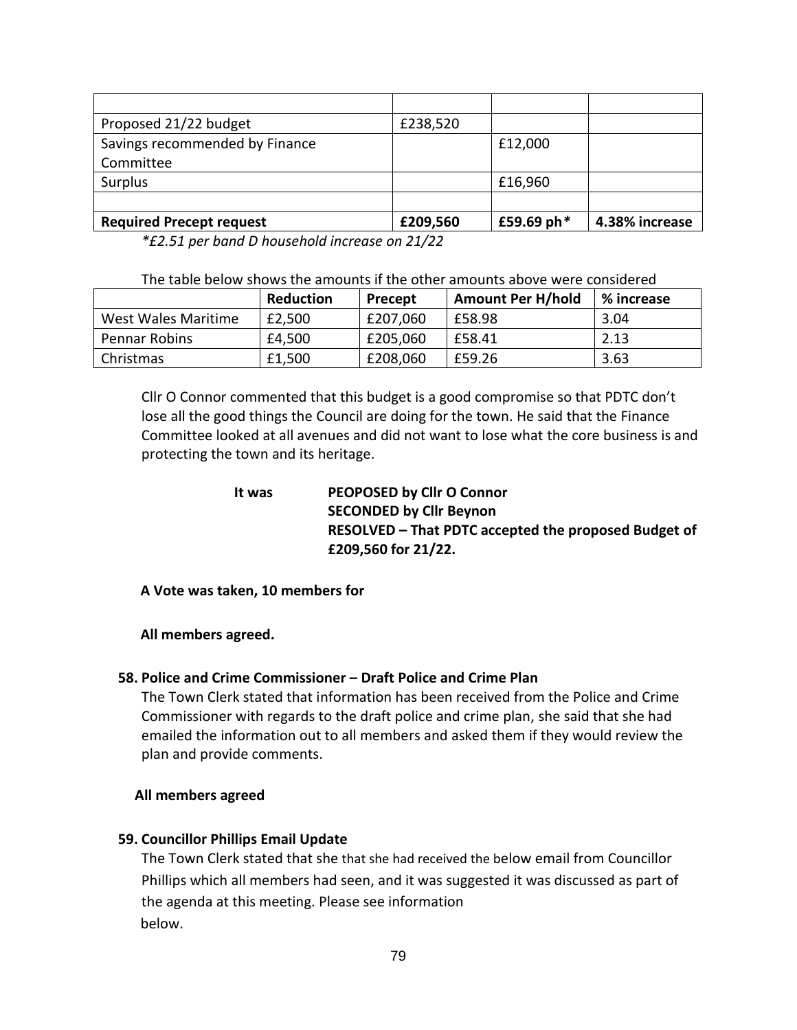| | | | |
|---|---|---|---|
| Proposed 21/22 budget | £238,520 | | |
| Savings recommended by Finance Committee | | £12,000 | |
| Surplus | | £16,960 | |
| | | | |
| **Required Precept request** | **£209,560** | **£59.69 ph*** | **4.38% increase** |

*\*£2.51 per band D household increase on 21/22*

The table below shows the amounts if the other amounts above were considered

| | Reduction | Precept | Amount Per H/hold | % increase |
|---|---|---|---|---|
| West Wales Maritime | £2,500 | £207,060 | £58.98 | 3.04 |
| Pennar Robins | £4,500 | £205,060 | £58.41 | 2.13 |
| Christmas | £1,500 | £208,060 | £59.26 | 3.63 |

Cllr O Connor commented that this budget is a good compromise so that PDTC don't lose all the good things the Council are doing for the town. He said that the Finance Committee looked at all avenues and did not want to lose what the core business is and protecting the town and its heritage.

**It was** **PEOPOSED by Cllr O Connor**
**SECONDED by Cllr Beynon**
**RESOLVED – That PDTC accepted the proposed Budget of £209,560 for 21/22.**

**A Vote was taken, 10 members for**

**All members agreed.**

**58. Police and Crime Commissioner – Draft Police and Crime Plan**

The Town Clerk stated that information has been received from the Police and Crime Commissioner with regards to the draft police and crime plan, she said that she had emailed the information out to all members and asked them if they would review the plan and provide comments.

**All members agreed**

**59. Councillor Phillips Email Update**

The Town Clerk stated that she that she had received the below email from Councillor Phillips which all members had seen, and it was suggested it was discussed as part of the agenda at this meeting. Please see information below.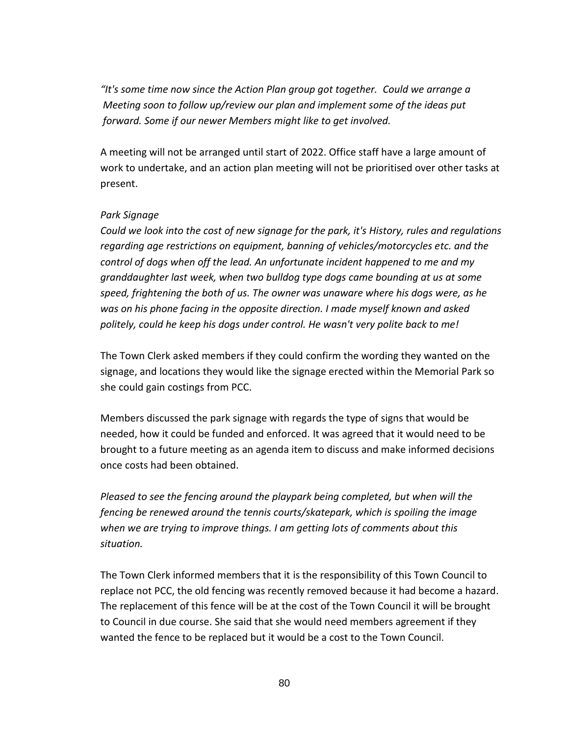*"It's some time now since the Action Plan group got together. Could we arrange a Meeting soon to follow up/review our plan and implement some of the ideas put forward. Some if our newer Members might like to get involved.*

A meeting will not be arranged until start of 2022. Office staff have a large amount of work to undertake, and an action plan meeting will not be prioritised over other tasks at present.

*Park Signage*

*Could we look into the cost of new signage for the park, it's History, rules and regulations regarding age restrictions on equipment, banning of vehicles/motorcycles etc. and the control of dogs when off the lead. An unfortunate incident happened to me and my granddaughter last week, when two bulldog type dogs came bounding at us at some speed, frightening the both of us. The owner was unaware where his dogs were, as he was on his phone facing in the opposite direction. I made myself known and asked politely, could he keep his dogs under control. He wasn't very polite back to me!*

The Town Clerk asked members if they could confirm the wording they wanted on the signage, and locations they would like the signage erected within the Memorial Park so she could gain costings from PCC.

Members discussed the park signage with regards the type of signs that would be needed, how it could be funded and enforced. It was agreed that it would need to be brought to a future meeting as an agenda item to discuss and make informed decisions once costs had been obtained.

*Pleased to see the fencing around the playpark being completed, but when will the fencing be renewed around the tennis courts/skatepark, which is spoiling the image when we are trying to improve things. I am getting lots of comments about this situation.*

The Town Clerk informed members that it is the responsibility of this Town Council to replace not PCC, the old fencing was recently removed because it had become a hazard. The replacement of this fence will be at the cost of the Town Council it will be brought to Council in due course. She said that she would need members agreement if they wanted the fence to be replaced but it would be a cost to the Town Council.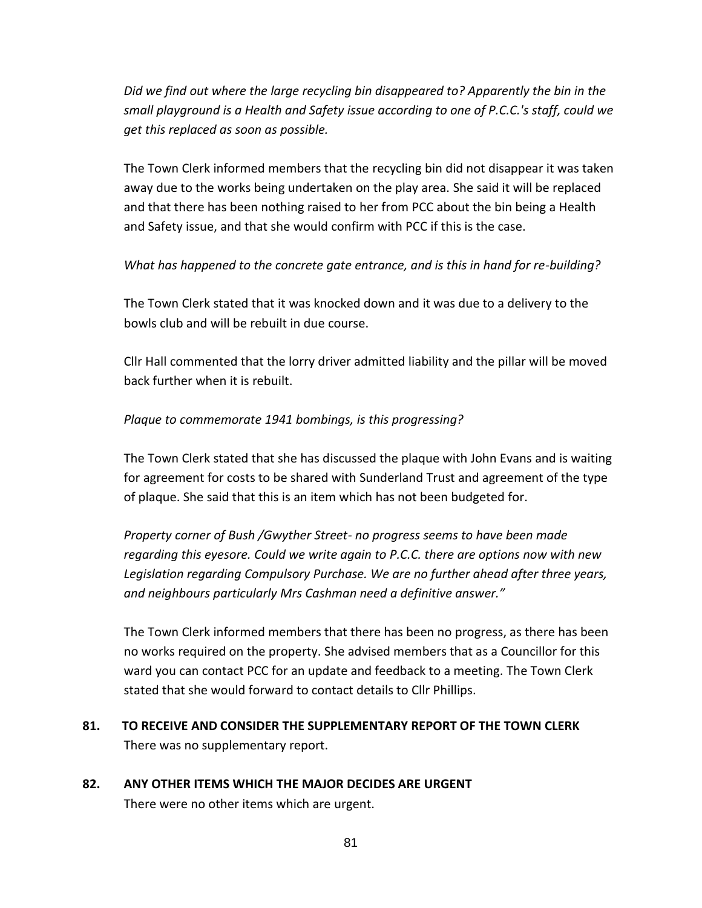*Did we find out where the large recycling bin disappeared to? Apparently the bin in the small playground is a Health and Safety issue according to one of P.C.C.'s staff, could we get this replaced as soon as possible.*

The Town Clerk informed members that the recycling bin did not disappear it was taken away due to the works being undertaken on the play area. She said it will be replaced and that there has been nothing raised to her from PCC about the bin being a Health and Safety issue, and that she would confirm with PCC if this is the case.

*What has happened to the concrete gate entrance, and is this in hand for re-building?*

The Town Clerk stated that it was knocked down and it was due to a delivery to the bowls club and will be rebuilt in due course.

Cllr Hall commented that the lorry driver admitted liability and the pillar will be moved back further when it is rebuilt.

*Plaque to commemorate 1941 bombings, is this progressing?*

The Town Clerk stated that she has discussed the plaque with John Evans and is waiting for agreement for costs to be shared with Sunderland Trust and agreement of the type of plaque. She said that this is an item which has not been budgeted for.

*Property corner of Bush /Gwyther Street- no progress seems to have been made regarding this eyesore. Could we write again to P.C.C. there are options now with new Legislation regarding Compulsory Purchase. We are no further ahead after three years, and neighbours particularly Mrs Cashman need a definitive answer."*

The Town Clerk informed members that there has been no progress, as there has been no works required on the property. She advised members that as a Councillor for this ward you can contact PCC for an update and feedback to a meeting. The Town Clerk stated that she would forward to contact details to Cllr Phillips.

**81. TO RECEIVE AND CONSIDER THE SUPPLEMENTARY REPORT OF THE TOWN CLERK**

There was no supplementary report.

**82. ANY OTHER ITEMS WHICH THE MAJOR DECIDES ARE URGENT**

There were no other items which are urgent.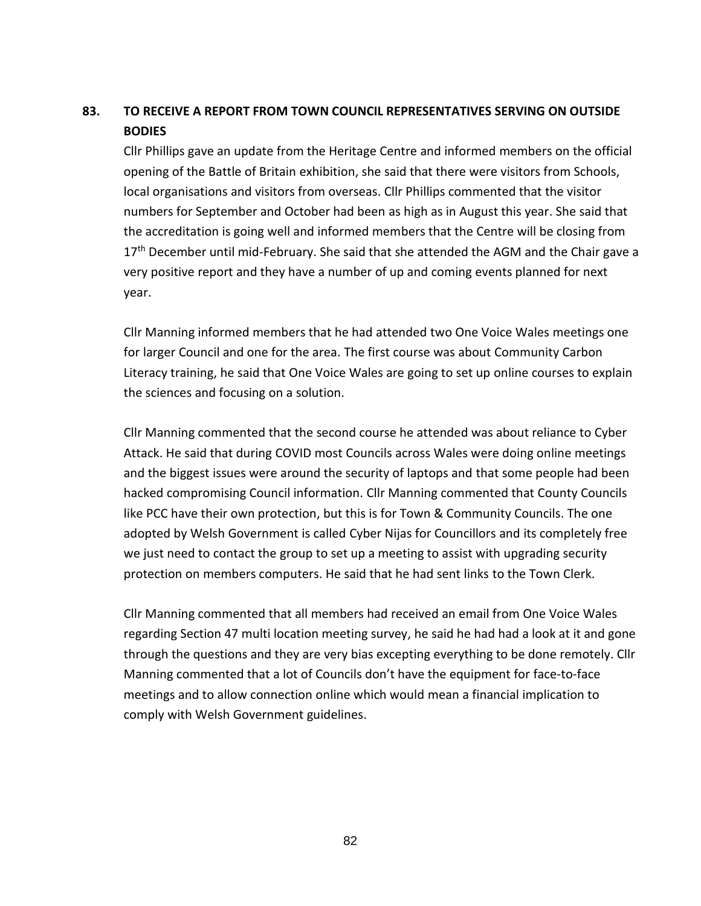## 83. TO RECEIVE A REPORT FROM TOWN COUNCIL REPRESENTATIVES SERVING ON OUTSIDE BODIES

Cllr Phillips gave an update from the Heritage Centre and informed members on the official opening of the Battle of Britain exhibition, she said that there were visitors from Schools, local organisations and visitors from overseas. Cllr Phillips commented that the visitor numbers for September and October had been as high as in August this year. She said that the accreditation is going well and informed members that the Centre will be closing from 17th December until mid-February. She said that she attended the AGM and the Chair gave a very positive report and they have a number of up and coming events planned for next year.

Cllr Manning informed members that he had attended two One Voice Wales meetings one for larger Council and one for the area. The first course was about Community Carbon Literacy training, he said that One Voice Wales are going to set up online courses to explain the sciences and focusing on a solution.

Cllr Manning commented that the second course he attended was about reliance to Cyber Attack. He said that during COVID most Councils across Wales were doing online meetings and the biggest issues were around the security of laptops and that some people had been hacked compromising Council information. Cllr Manning commented that County Councils like PCC have their own protection, but this is for Town & Community Councils. The one adopted by Welsh Government is called Cyber Nijas for Councillors and its completely free we just need to contact the group to set up a meeting to assist with upgrading security protection on members computers. He said that he had sent links to the Town Clerk.

Cllr Manning commented that all members had received an email from One Voice Wales regarding Section 47 multi location meeting survey, he said he had had a look at it and gone through the questions and they are very bias excepting everything to be done remotely. Cllr Manning commented that a lot of Councils don't have the equipment for face-to-face meetings and to allow connection online which would mean a financial implication to comply with Welsh Government guidelines.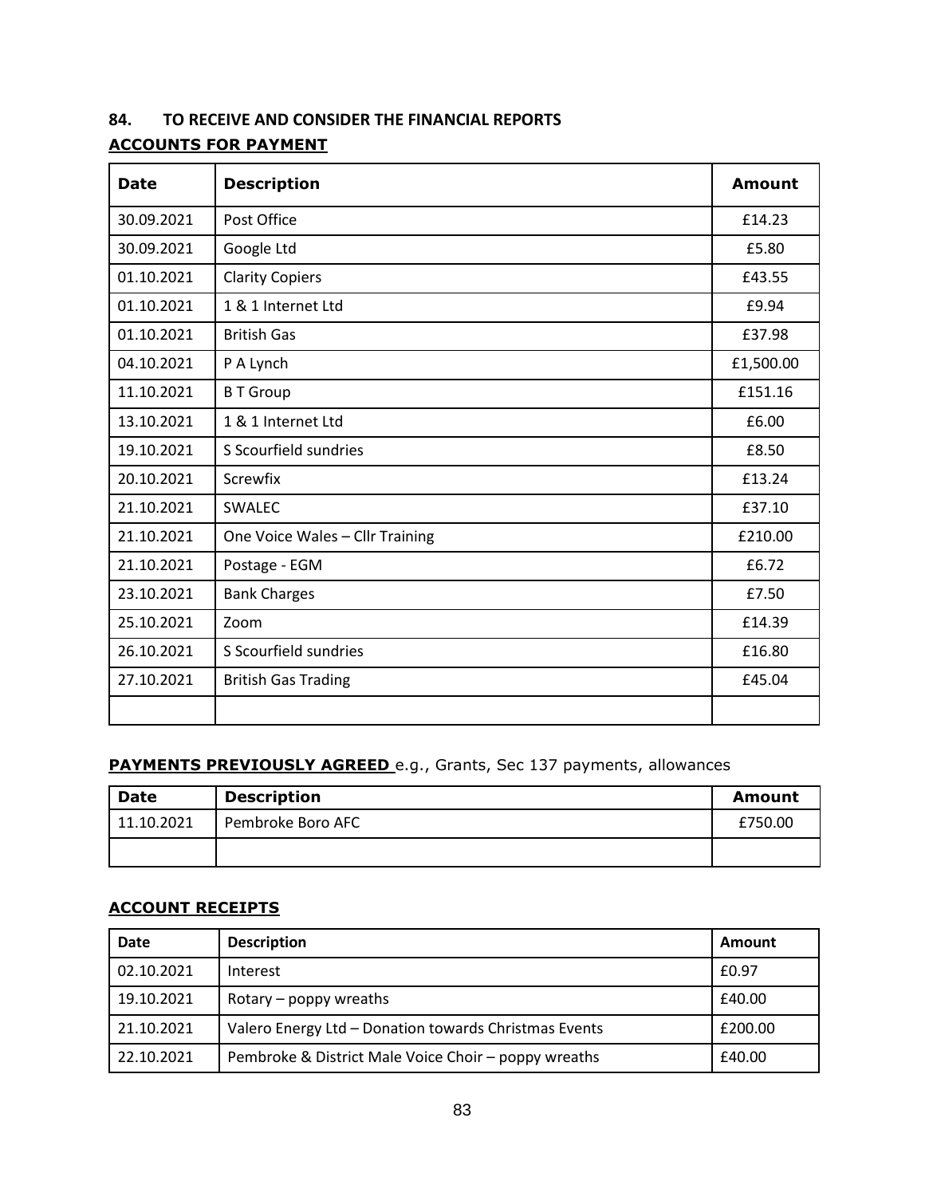## 84. TO RECEIVE AND CONSIDER THE FINANCIAL REPORTS

**ACCOUNTS FOR PAYMENT**

| Date | Description | Amount |
|---|---|---|
| 30.09.2021 | Post Office | £14.23 |
| 30.09.2021 | Google Ltd | £5.80 |
| 01.10.2021 | Clarity Copiers | £43.55 |
| 01.10.2021 | 1 & 1 Internet Ltd | £9.94 |
| 01.10.2021 | British Gas | £37.98 |
| 04.10.2021 | P A Lynch | £1,500.00 |
| 11.10.2021 | B T Group | £151.16 |
| 13.10.2021 | 1 & 1 Internet Ltd | £6.00 |
| 19.10.2021 | S Scourfield sundries | £8.50 |
| 20.10.2021 | Screwfix | £13.24 |
| 21.10.2021 | SWALEC | £37.10 |
| 21.10.2021 | One Voice Wales – Cllr Training | £210.00 |
| 21.10.2021 | Postage - EGM | £6.72 |
| 23.10.2021 | Bank Charges | £7.50 |
| 25.10.2021 | Zoom | £14.39 |
| 26.10.2021 | S Scourfield sundries | £16.80 |
| 27.10.2021 | British Gas Trading | £45.04 |
| | | |

**PAYMENTS PREVIOUSLY AGREED** e.g., Grants, Sec 137 payments, allowances

| Date | Description | Amount |
|---|---|---|
| 11.10.2021 | Pembroke Boro AFC | £750.00 |
| | | |

**ACCOUNT RECEIPTS**

| Date | Description | Amount |
|---|---|---|
| 02.10.2021 | Interest | £0.97 |
| 19.10.2021 | Rotary – poppy wreaths | £40.00 |
| 21.10.2021 | Valero Energy Ltd – Donation towards Christmas Events | £200.00 |
| 22.10.2021 | Pembroke & District Male Voice Choir – poppy wreaths | £40.00 |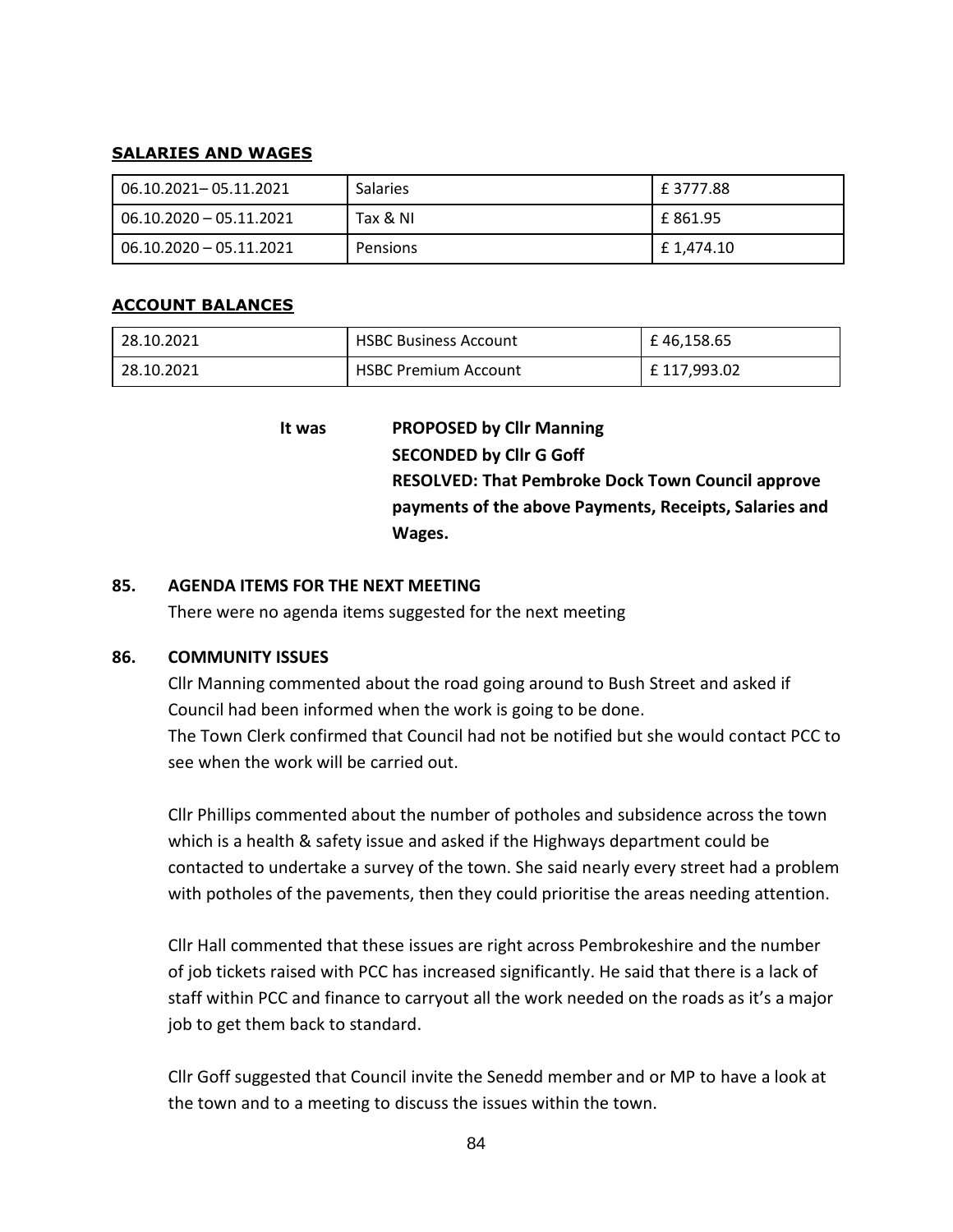**SALARIES AND WAGES**

| 06.10.2021– 05.11.2021 | Salaries | £ 3777.88 |
|---|---|---|
| 06.10.2020 – 05.11.2021 | Tax & NI | £ 861.95 |
| 06.10.2020 – 05.11.2021 | Pensions | £ 1,474.10 |

**ACCOUNT BALANCES**

| 28.10.2021 | HSBC Business Account | £ 46,158.65 |
|---|---|---|
| 28.10.2021 | HSBC Premium Account | £ 117,993.02 |

**It was** **PROPOSED by Cllr Manning**
**SECONDED by Cllr G Goff**
**RESOLVED: That Pembroke Dock Town Council approve payments of the above Payments, Receipts, Salaries and Wages.**

**85. AGENDA ITEMS FOR THE NEXT MEETING**

There were no agenda items suggested for the next meeting

**86. COMMUNITY ISSUES**

Cllr Manning commented about the road going around to Bush Street and asked if Council had been informed when the work is going to be done.
The Town Clerk confirmed that Council had not be notified but she would contact PCC to see when the work will be carried out.

Cllr Phillips commented about the number of potholes and subsidence across the town which is a health & safety issue and asked if the Highways department could be contacted to undertake a survey of the town. She said nearly every street had a problem with potholes of the pavements, then they could prioritise the areas needing attention.

Cllr Hall commented that these issues are right across Pembrokeshire and the number of job tickets raised with PCC has increased significantly. He said that there is a lack of staff within PCC and finance to carryout all the work needed on the roads as it's a major job to get them back to standard.

Cllr Goff suggested that Council invite the Senedd member and or MP to have a look at the town and to a meeting to discuss the issues within the town.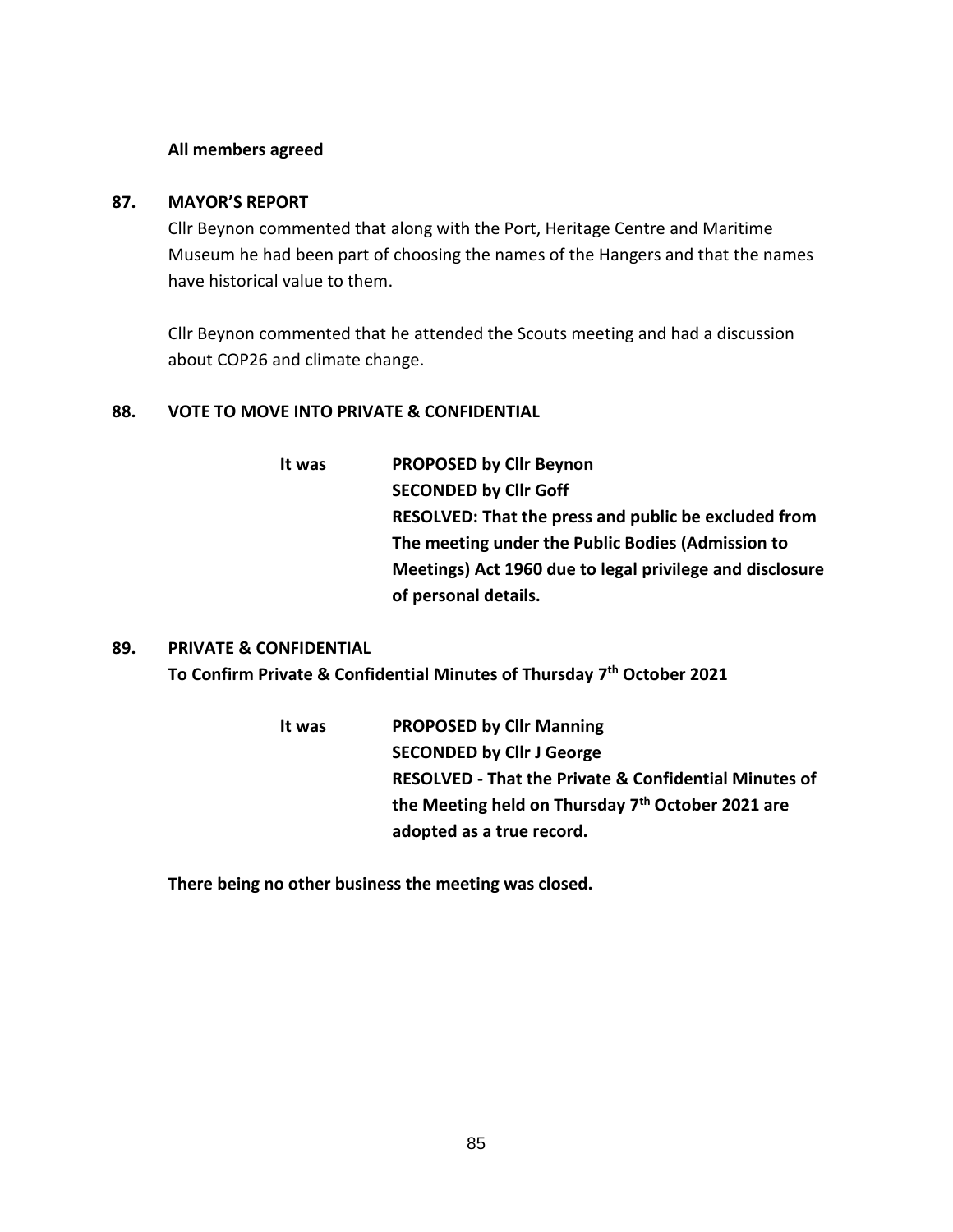**All members agreed**

## 87. MAYOR'S REPORT

Cllr Beynon commented that along with the Port, Heritage Centre and Maritime Museum he had been part of choosing the names of the Hangers and that the names have historical value to them.

Cllr Beynon commented that he attended the Scouts meeting and had a discussion about COP26 and climate change.

## 88. VOTE TO MOVE INTO PRIVATE & CONFIDENTIAL

**It was** **PROPOSED by Cllr Beynon**
**SECONDED by Cllr Goff**
**RESOLVED: That the press and public be excluded from The meeting under the Public Bodies (Admission to Meetings) Act 1960 due to legal privilege and disclosure of personal details.**

## 89. PRIVATE & CONFIDENTIAL

**To Confirm Private & Confidential Minutes of Thursday 7th October 2021**

**It was** **PROPOSED by Cllr Manning**
**SECONDED by Cllr J George**
**RESOLVED - That the Private & Confidential Minutes of the Meeting held on Thursday 7th October 2021 are adopted as a true record.**

**There being no other business the meeting was closed.**